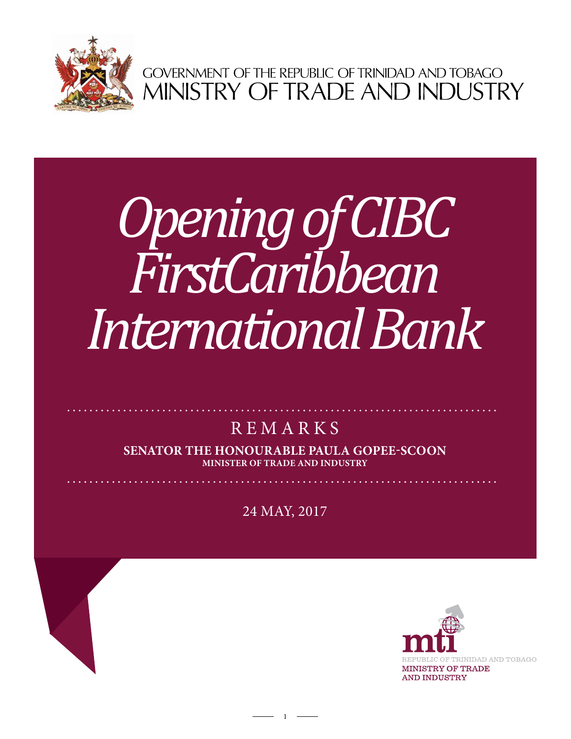GOVERNMENT OF THE REPUBLIC OF TRINIDAD AND TOBAGO
MINISTRY OF TRADE AND INDUSTRY

# *Opening of CIBC FirstCaribbean International Bank*

REMARKS

**SENATOR THE HONOURABLE PAULA GOPEE-SCOON**
**MINISTER OF TRADE AND INDUSTRY**

24 MAY, 2017

mti
REPUBLIC OF TRINIDAD AND TOBAGO
MINISTRY OF TRADE AND INDUSTRY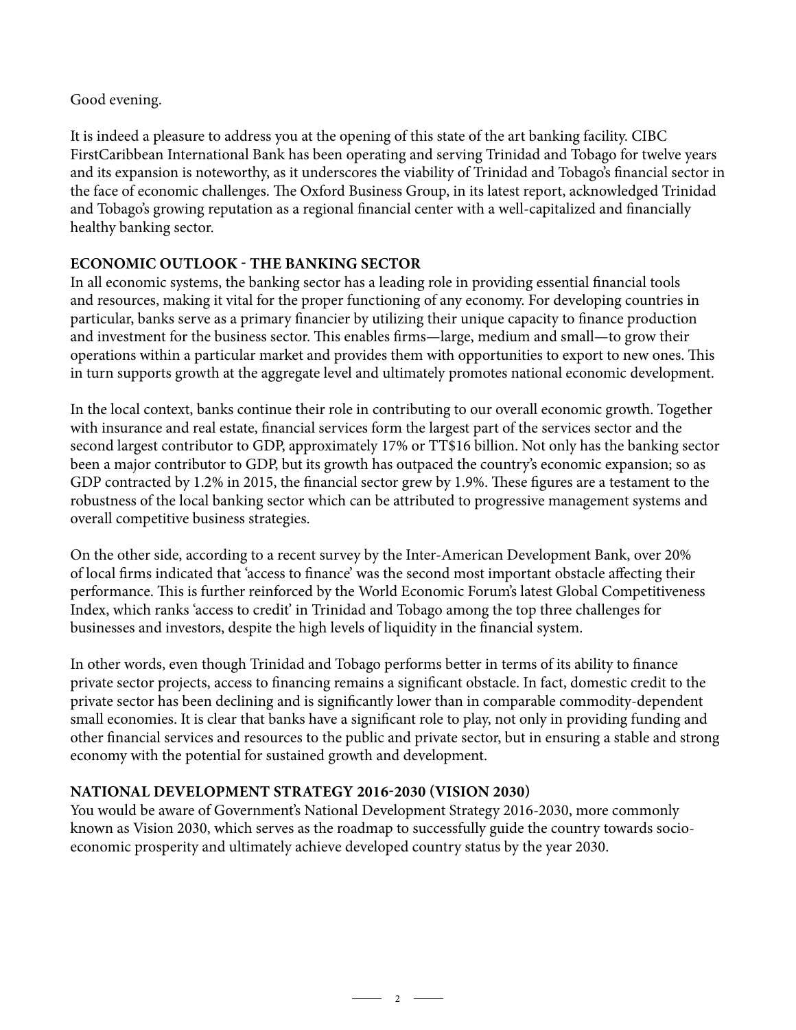Good evening.

It is indeed a pleasure to address you at the opening of this state of the art banking facility. CIBC FirstCaribbean International Bank has been operating and serving Trinidad and Tobago for twelve years and its expansion is noteworthy, as it underscores the viability of Trinidad and Tobago's financial sector in the face of economic challenges. The Oxford Business Group, in its latest report, acknowledged Trinidad and Tobago's growing reputation as a regional financial center with a well-capitalized and financially healthy banking sector.

## ECONOMIC OUTLOOK - THE BANKING SECTOR

In all economic systems, the banking sector has a leading role in providing essential financial tools and resources, making it vital for the proper functioning of any economy. For developing countries in particular, banks serve as a primary financier by utilizing their unique capacity to finance production and investment for the business sector. This enables firms—large, medium and small—to grow their operations within a particular market and provides them with opportunities to export to new ones. This in turn supports growth at the aggregate level and ultimately promotes national economic development.

In the local context, banks continue their role in contributing to our overall economic growth. Together with insurance and real estate, financial services form the largest part of the services sector and the second largest contributor to GDP, approximately 17% or TT$16 billion. Not only has the banking sector been a major contributor to GDP, but its growth has outpaced the country's economic expansion; so as GDP contracted by 1.2% in 2015, the financial sector grew by 1.9%. These figures are a testament to the robustness of the local banking sector which can be attributed to progressive management systems and overall competitive business strategies.

On the other side, according to a recent survey by the Inter-American Development Bank, over 20% of local firms indicated that 'access to finance' was the second most important obstacle affecting their performance. This is further reinforced by the World Economic Forum's latest Global Competitiveness Index, which ranks 'access to credit' in Trinidad and Tobago among the top three challenges for businesses and investors, despite the high levels of liquidity in the financial system.

In other words, even though Trinidad and Tobago performs better in terms of its ability to finance private sector projects, access to financing remains a significant obstacle. In fact, domestic credit to the private sector has been declining and is significantly lower than in comparable commodity-dependent small economies. It is clear that banks have a significant role to play, not only in providing funding and other financial services and resources to the public and private sector, but in ensuring a stable and strong economy with the potential for sustained growth and development.

## NATIONAL DEVELOPMENT STRATEGY 2016-2030 (VISION 2030)

You would be aware of Government's National Development Strategy 2016-2030, more commonly known as Vision 2030, which serves as the roadmap to successfully guide the country towards socio-economic prosperity and ultimately achieve developed country status by the year 2030.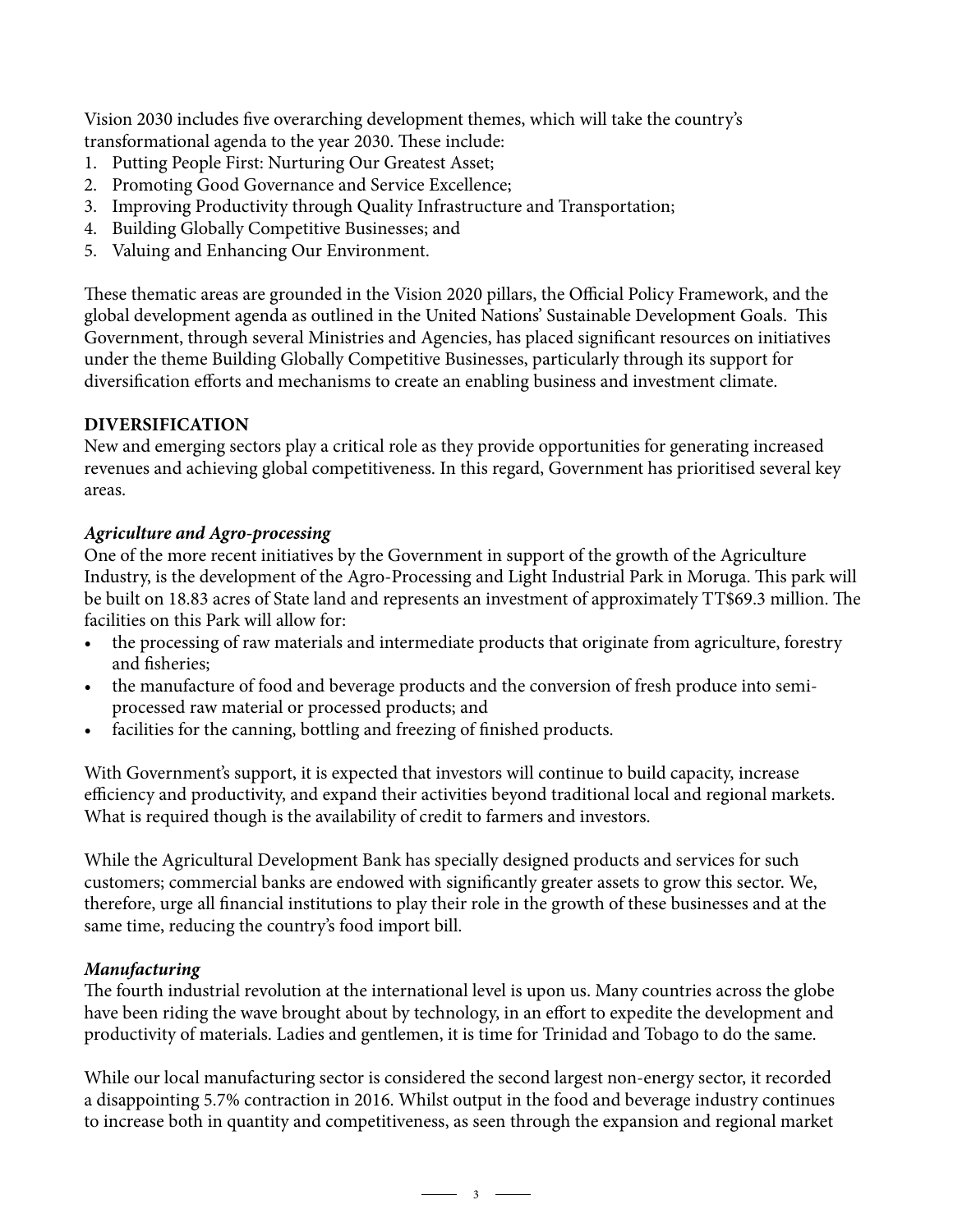Vision 2030 includes five overarching development themes, which will take the country's transformational agenda to the year 2030. These include:

1. Putting People First: Nurturing Our Greatest Asset;
2. Promoting Good Governance and Service Excellence;
3. Improving Productivity through Quality Infrastructure and Transportation;
4. Building Globally Competitive Businesses; and
5. Valuing and Enhancing Our Environment.

These thematic areas are grounded in the Vision 2020 pillars, the Official Policy Framework, and the global development agenda as outlined in the United Nations' Sustainable Development Goals. This Government, through several Ministries and Agencies, has placed significant resources on initiatives under the theme Building Globally Competitive Businesses, particularly through its support for diversification efforts and mechanisms to create an enabling business and investment climate.

**DIVERSIFICATION**

New and emerging sectors play a critical role as they provide opportunities for generating increased revenues and achieving global competitiveness. In this regard, Government has prioritised several key areas.

***Agriculture and Agro-processing***

One of the more recent initiatives by the Government in support of the growth of the Agriculture Industry, is the development of the Agro-Processing and Light Industrial Park in Moruga. This park will be built on 18.83 acres of State land and represents an investment of approximately TT$69.3 million. The facilities on this Park will allow for:

- the processing of raw materials and intermediate products that originate from agriculture, forestry and fisheries;
- the manufacture of food and beverage products and the conversion of fresh produce into semi-processed raw material or processed products; and
- facilities for the canning, bottling and freezing of finished products.

With Government's support, it is expected that investors will continue to build capacity, increase efficiency and productivity, and expand their activities beyond traditional local and regional markets. What is required though is the availability of credit to farmers and investors.

While the Agricultural Development Bank has specially designed products and services for such customers; commercial banks are endowed with significantly greater assets to grow this sector. We, therefore, urge all financial institutions to play their role in the growth of these businesses and at the same time, reducing the country's food import bill.

***Manufacturing***

The fourth industrial revolution at the international level is upon us. Many countries across the globe have been riding the wave brought about by technology, in an effort to expedite the development and productivity of materials. Ladies and gentlemen, it is time for Trinidad and Tobago to do the same.

While our local manufacturing sector is considered the second largest non-energy sector, it recorded a disappointing 5.7% contraction in 2016. Whilst output in the food and beverage industry continues to increase both in quantity and competitiveness, as seen through the expansion and regional market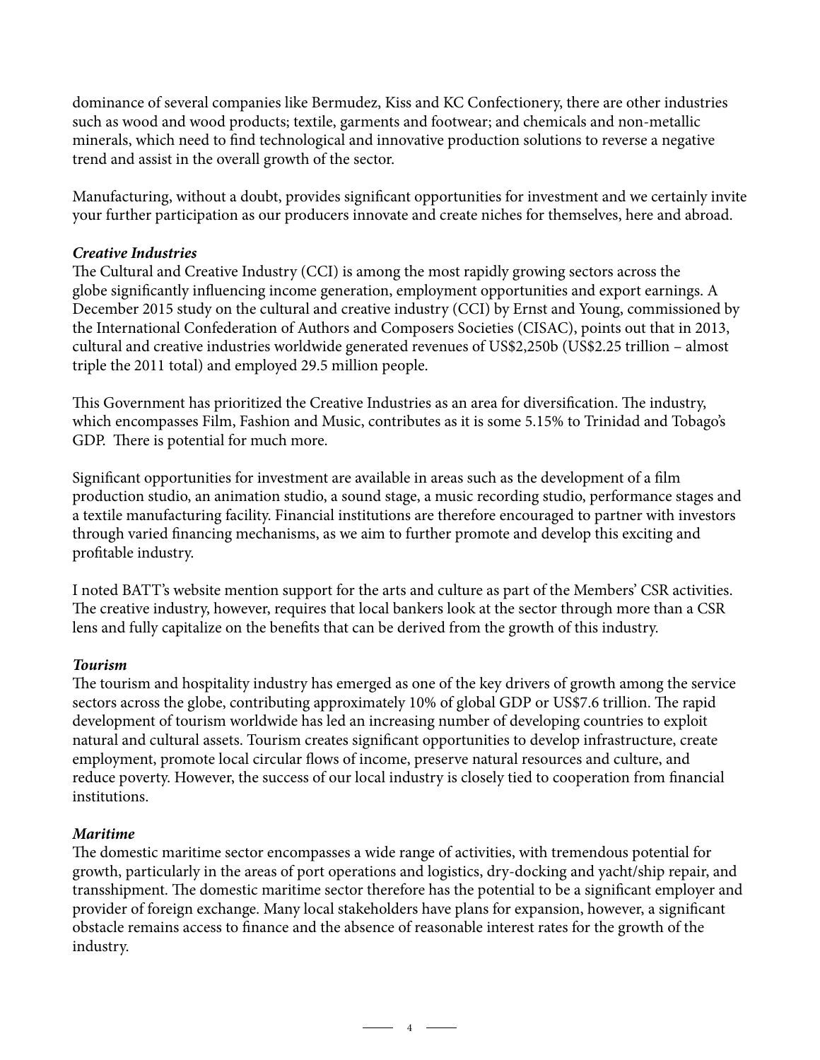dominance of several companies like Bermudez, Kiss and KC Confectionery, there are other industries such as wood and wood products; textile, garments and footwear; and chemicals and non-metallic minerals, which need to find technological and innovative production solutions to reverse a negative trend and assist in the overall growth of the sector.

Manufacturing, without a doubt, provides significant opportunities for investment and we certainly invite your further participation as our producers innovate and create niches for themselves, here and abroad.

***Creative Industries***

The Cultural and Creative Industry (CCI) is among the most rapidly growing sectors across the globe significantly influencing income generation, employment opportunities and export earnings. A December 2015 study on the cultural and creative industry (CCI) by Ernst and Young, commissioned by the International Confederation of Authors and Composers Societies (CISAC), points out that in 2013, cultural and creative industries worldwide generated revenues of US$2,250b (US$2.25 trillion – almost triple the 2011 total) and employed 29.5 million people.

This Government has prioritized the Creative Industries as an area for diversification. The industry, which encompasses Film, Fashion and Music, contributes as it is some 5.15% to Trinidad and Tobago's GDP. There is potential for much more.

Significant opportunities for investment are available in areas such as the development of a film production studio, an animation studio, a sound stage, a music recording studio, performance stages and a textile manufacturing facility. Financial institutions are therefore encouraged to partner with investors through varied financing mechanisms, as we aim to further promote and develop this exciting and profitable industry.

I noted BATT's website mention support for the arts and culture as part of the Members' CSR activities. The creative industry, however, requires that local bankers look at the sector through more than a CSR lens and fully capitalize on the benefits that can be derived from the growth of this industry.

***Tourism***

The tourism and hospitality industry has emerged as one of the key drivers of growth among the service sectors across the globe, contributing approximately 10% of global GDP or US$7.6 trillion. The rapid development of tourism worldwide has led an increasing number of developing countries to exploit natural and cultural assets. Tourism creates significant opportunities to develop infrastructure, create employment, promote local circular flows of income, preserve natural resources and culture, and reduce poverty. However, the success of our local industry is closely tied to cooperation from financial institutions.

***Maritime***

The domestic maritime sector encompasses a wide range of activities, with tremendous potential for growth, particularly in the areas of port operations and logistics, dry-docking and yacht/ship repair, and transshipment. The domestic maritime sector therefore has the potential to be a significant employer and provider of foreign exchange. Many local stakeholders have plans for expansion, however, a significant obstacle remains access to finance and the absence of reasonable interest rates for the growth of the industry.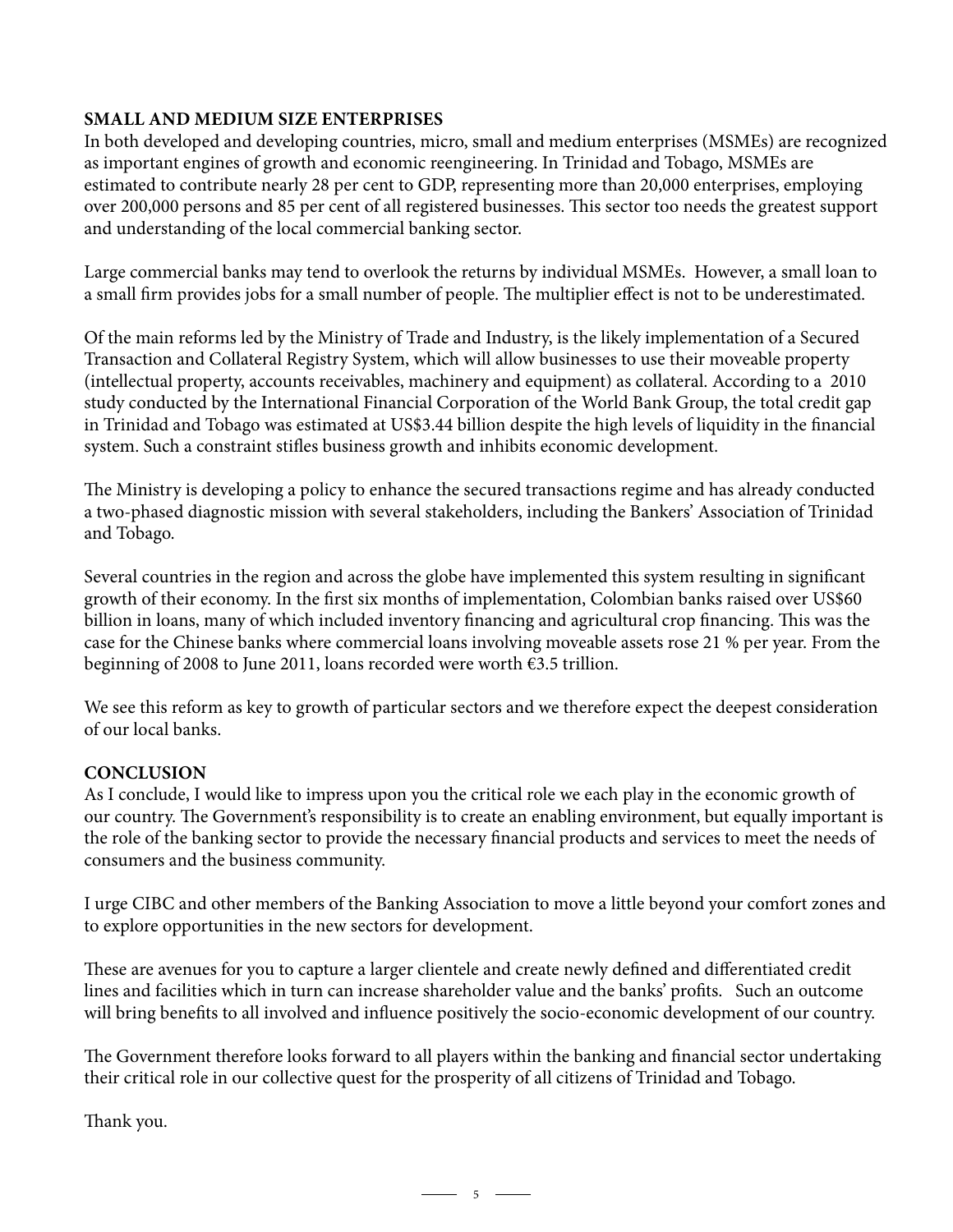## SMALL AND MEDIUM SIZE ENTERPRISES

In both developed and developing countries, micro, small and medium enterprises (MSMEs) are recognized as important engines of growth and economic reengineering. In Trinidad and Tobago, MSMEs are estimated to contribute nearly 28 per cent to GDP, representing more than 20,000 enterprises, employing over 200,000 persons and 85 per cent of all registered businesses. This sector too needs the greatest support and understanding of the local commercial banking sector.

Large commercial banks may tend to overlook the returns by individual MSMEs. However, a small loan to a small firm provides jobs for a small number of people. The multiplier effect is not to be underestimated.

Of the main reforms led by the Ministry of Trade and Industry, is the likely implementation of a Secured Transaction and Collateral Registry System, which will allow businesses to use their moveable property (intellectual property, accounts receivables, machinery and equipment) as collateral. According to a 2010 study conducted by the International Financial Corporation of the World Bank Group, the total credit gap in Trinidad and Tobago was estimated at US$3.44 billion despite the high levels of liquidity in the financial system. Such a constraint stifles business growth and inhibits economic development.

The Ministry is developing a policy to enhance the secured transactions regime and has already conducted a two-phased diagnostic mission with several stakeholders, including the Bankers' Association of Trinidad and Tobago.

Several countries in the region and across the globe have implemented this system resulting in significant growth of their economy. In the first six months of implementation, Colombian banks raised over US$60 billion in loans, many of which included inventory financing and agricultural crop financing. This was the case for the Chinese banks where commercial loans involving moveable assets rose 21 % per year. From the beginning of 2008 to June 2011, loans recorded were worth €3.5 trillion.

We see this reform as key to growth of particular sectors and we therefore expect the deepest consideration of our local banks.

## CONCLUSION

As I conclude, I would like to impress upon you the critical role we each play in the economic growth of our country. The Government's responsibility is to create an enabling environment, but equally important is the role of the banking sector to provide the necessary financial products and services to meet the needs of consumers and the business community.

I urge CIBC and other members of the Banking Association to move a little beyond your comfort zones and to explore opportunities in the new sectors for development.

These are avenues for you to capture a larger clientele and create newly defined and differentiated credit lines and facilities which in turn can increase shareholder value and the banks' profits. Such an outcome will bring benefits to all involved and influence positively the socio-economic development of our country.

The Government therefore looks forward to all players within the banking and financial sector undertaking their critical role in our collective quest for the prosperity of all citizens of Trinidad and Tobago.

Thank you.